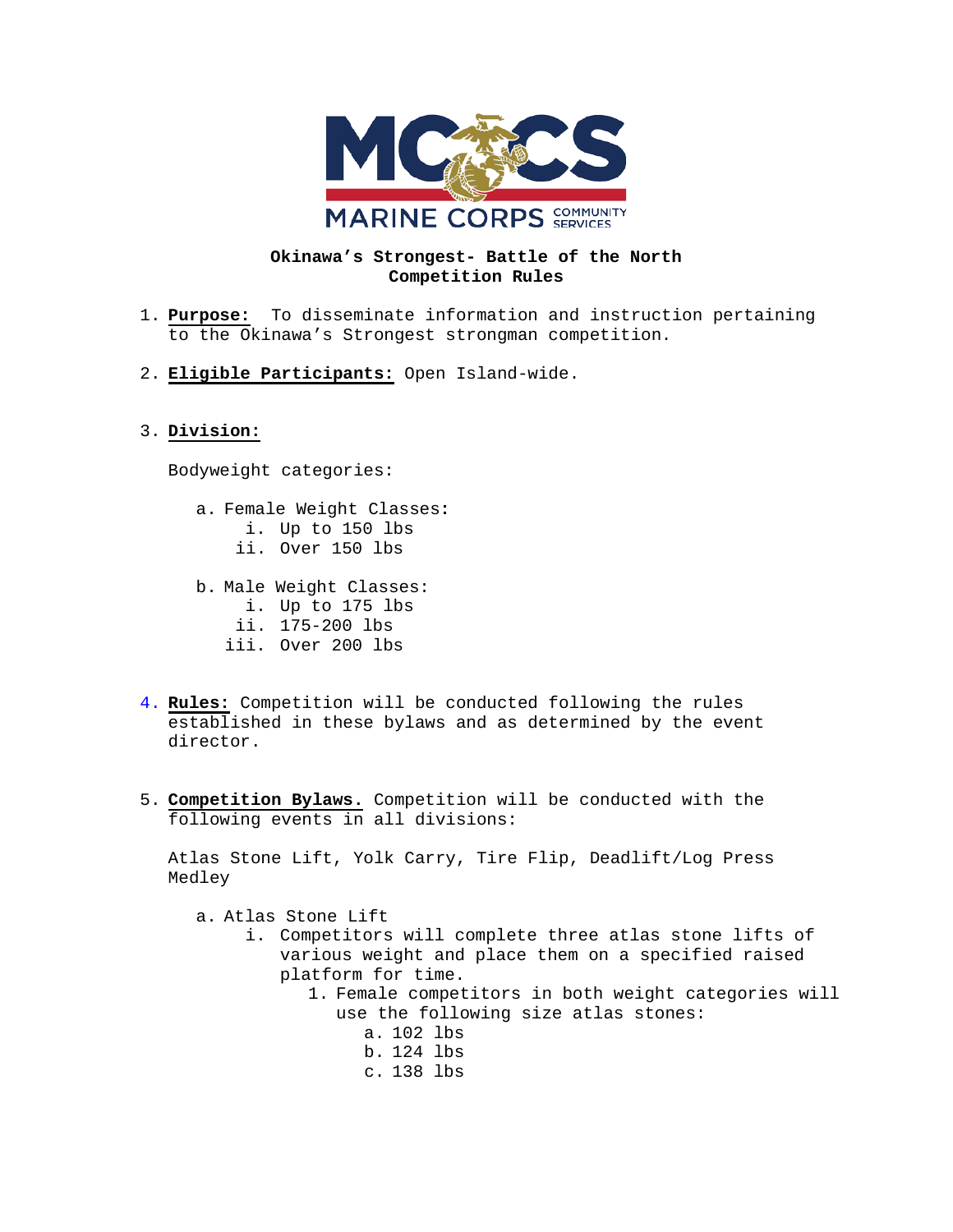MARINE CORPS COMMUNITY SERVICES

**Okinawa's Strongest- Battle of the North**
**Competition Rules**

1. **Purpose:** To disseminate information and instruction pertaining to the Okinawa's Strongest strongman competition.

2. **Eligible Participants:** Open Island-wide.

3. **Division:**

   Bodyweight categories:

   a. Female Weight Classes:
      i. Up to 150 lbs
      ii. Over 150 lbs

   b. Male Weight Classes:
      i. Up to 175 lbs
      ii. 175-200 lbs
      iii. Over 200 lbs

4. **Rules:** Competition will be conducted following the rules established in these bylaws and as determined by the event director.

5. **Competition Bylaws.** Competition will be conducted with the following events in all divisions:

   Atlas Stone Lift, Yolk Carry, Tire Flip, Deadlift/Log Press Medley

   a. Atlas Stone Lift
      i. Competitors will complete three atlas stone lifts of various weight and place them on a specified raised platform for time.
         1. Female competitors in both weight categories will use the following size atlas stones:
            a. 102 lbs
            b. 124 lbs
            c. 138 lbs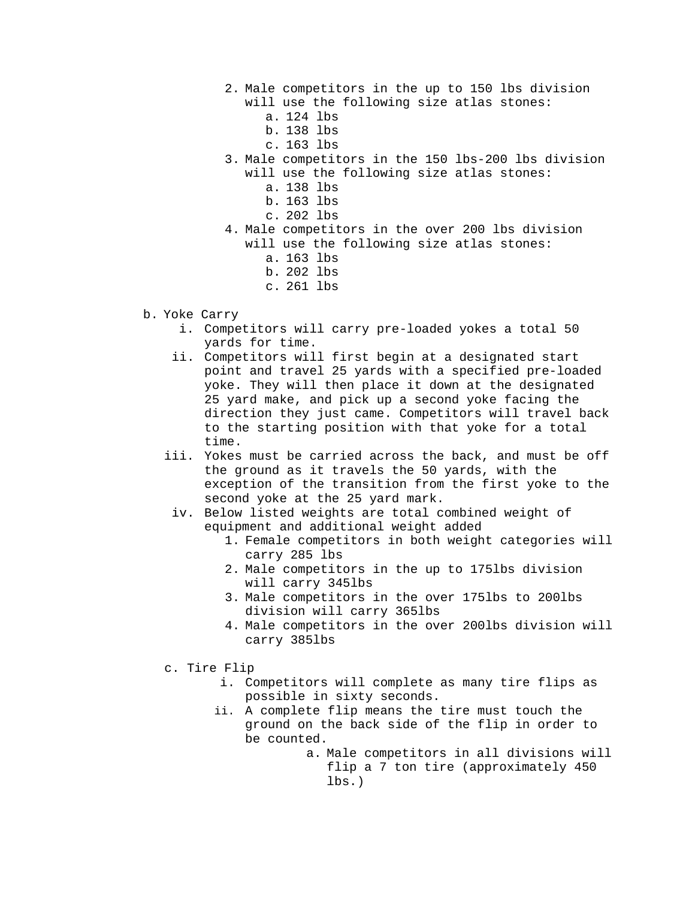2. Male competitors in the up to 150 lbs division will use the following size atlas stones:
    a. 124 lbs
    b. 138 lbs
    c. 163 lbs
3. Male competitors in the 150 lbs-200 lbs division will use the following size atlas stones:
    a. 138 lbs
    b. 163 lbs
    c. 202 lbs
4. Male competitors in the over 200 lbs division will use the following size atlas stones:
    a. 163 lbs
    b. 202 lbs
    c. 261 lbs

b. Yoke Carry
    i. Competitors will carry pre-loaded yokes a total 50 yards for time.
    ii. Competitors will first begin at a designated start point and travel 25 yards with a specified pre-loaded yoke. They will then place it down at the designated 25 yard make, and pick up a second yoke facing the direction they just came. Competitors will travel back to the starting position with that yoke for a total time.
    iii. Yokes must be carried across the back, and must be off the ground as it travels the 50 yards, with the exception of the transition from the first yoke to the second yoke at the 25 yard mark.
    iv. Below listed weights are total combined weight of equipment and additional weight added
        1. Female competitors in both weight categories will carry 285 lbs
        2. Male competitors in the up to 175lbs division will carry 345lbs
        3. Male competitors in the over 175lbs to 200lbs division will carry 365lbs
        4. Male competitors in the over 200lbs division will carry 385lbs

c. Tire Flip
    i. Competitors will complete as many tire flips as possible in sixty seconds.
    ii. A complete flip means the tire must touch the ground on the back side of the flip in order to be counted.
        a. Male competitors in all divisions will flip a 7 ton tire (approximately 450 lbs.)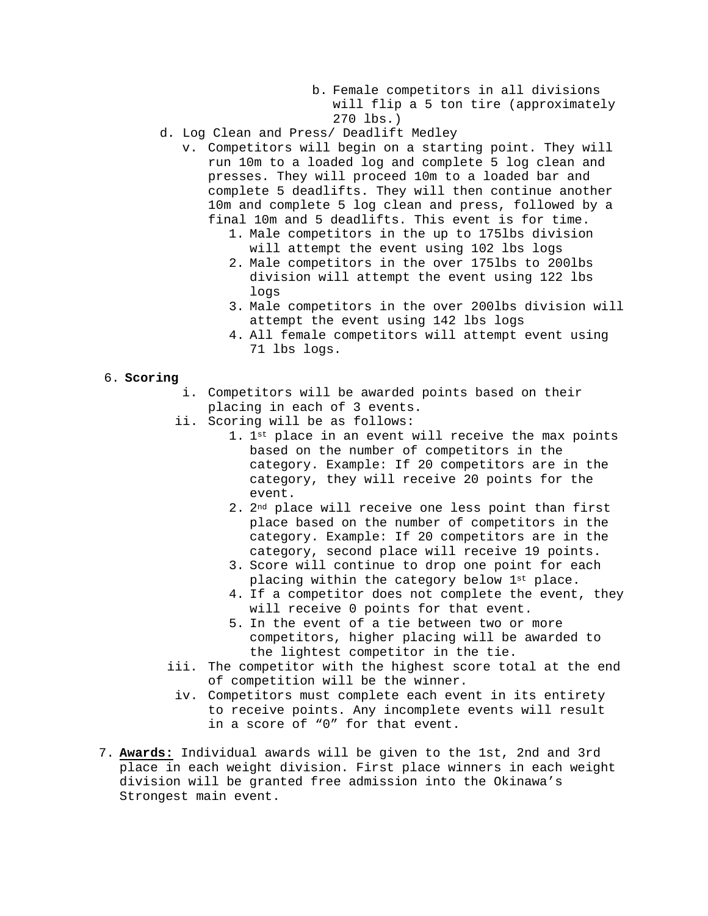b. Female competitors in all divisions will flip a 5 ton tire (approximately 270 lbs.)

- d. Log Clean and Press/ Deadlift Medley
   - v. Competitors will begin on a starting point. They will run 10m to a loaded log and complete 5 log clean and presses. They will proceed 10m to a loaded bar and complete 5 deadlifts. They will then continue another 10m and complete 5 log clean and press, followed by a final 10m and 5 deadlifts. This event is for time.
      1. Male competitors in the up to 175lbs division will attempt the event using 102 lbs logs
      2. Male competitors in the over 175lbs to 200lbs division will attempt the event using 122 lbs logs
      3. Male competitors in the over 200lbs division will attempt the event using 142 lbs logs
      4. All female competitors will attempt event using 71 lbs logs.

6. **Scoring**
   - i. Competitors will be awarded points based on their placing in each of 3 events.
   - ii. Scoring will be as follows:
      1. 1st place in an event will receive the max points based on the number of competitors in the category. Example: If 20 competitors are in the category, they will receive 20 points for the event.
      2. 2nd place will receive one less point than first place based on the number of competitors in the category. Example: If 20 competitors are in the category, second place will receive 19 points.
      3. Score will continue to drop one point for each placing within the category below 1st place.
      4. If a competitor does not complete the event, they will receive 0 points for that event.
      5. In the event of a tie between two or more competitors, higher placing will be awarded to the lightest competitor in the tie.
   - iii. The competitor with the highest score total at the end of competition will be the winner.
   - iv. Competitors must complete each event in its entirety to receive points. Any incomplete events will result in a score of “0” for that event.

7. **Awards:** Individual awards will be given to the 1st, 2nd and 3rd place in each weight division. First place winners in each weight division will be granted free admission into the Okinawa’s Strongest main event.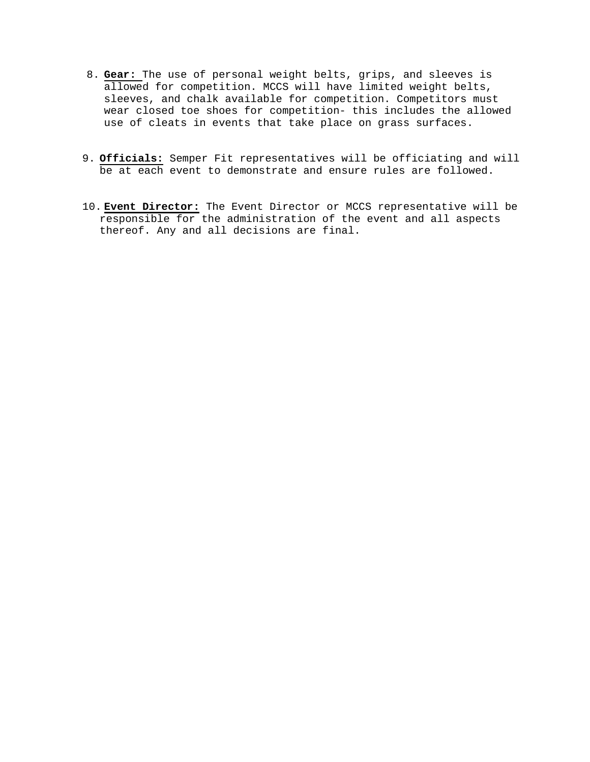8. **Gear:** The use of personal weight belts, grips, and sleeves is allowed for competition. MCCS will have limited weight belts, sleeves, and chalk available for competition. Competitors must wear closed toe shoes for competition- this includes the allowed use of cleats in events that take place on grass surfaces.

9. **Officials:** Semper Fit representatives will be officiating and will be at each event to demonstrate and ensure rules are followed.

10. **Event Director:** The Event Director or MCCS representative will be responsible for the administration of the event and all aspects thereof. Any and all decisions are final.